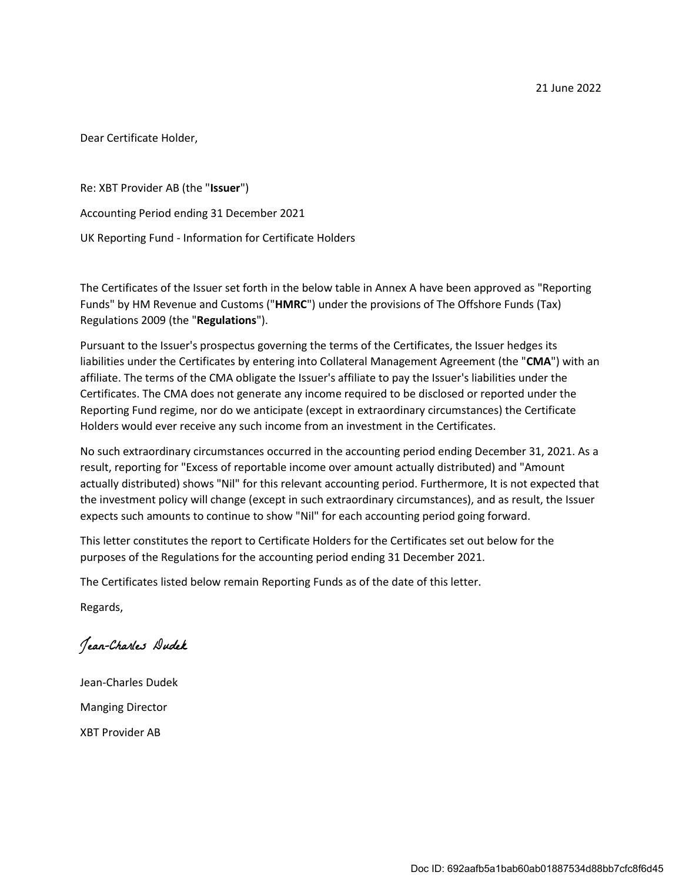21 June 2022

Dear Certificate Holder,

Re: XBT Provider AB (the "**Issuer**")

Accounting Period ending 31 December 2021

UK Reporting Fund - Information for Certificate Holders

The Certificates of the Issuer set forth in the below table in Annex A have been approved as "Reporting Funds" by HM Revenue and Customs ("**HMRC**") under the provisions of The Offshore Funds (Tax) Regulations 2009 (the "**Regulations**").

Pursuant to the Issuer's prospectus governing the terms of the Certificates, the Issuer hedges its liabilities under the Certificates by entering into Collateral Management Agreement (the "**CMA**") with an affiliate. The terms of the CMA obligate the Issuer's affiliate to pay the Issuer's liabilities under the Certificates. The CMA does not generate any income required to be disclosed or reported under the Reporting Fund regime, nor do we anticipate (except in extraordinary circumstances) the Certificate Holders would ever receive any such income from an investment in the Certificates.

No such extraordinary circumstances occurred in the accounting period ending December 31, 2021. As a result, reporting for "Excess of reportable income over amount actually distributed) and "Amount actually distributed) shows "Nil" for this relevant accounting period. Furthermore, It is not expected that the investment policy will change (except in such extraordinary circumstances), and as result, the Issuer expects such amounts to continue to show "Nil" for each accounting period going forward.

This letter constitutes the report to Certificate Holders for the Certificates set out below for the purposes of the Regulations for the accounting period ending 31 December 2021.

The Certificates listed below remain Reporting Funds as of the date of this letter.

Regards,

Jean-Charles Dudek

Jean-Charles Dudek

Manging Director

XBT Provider AB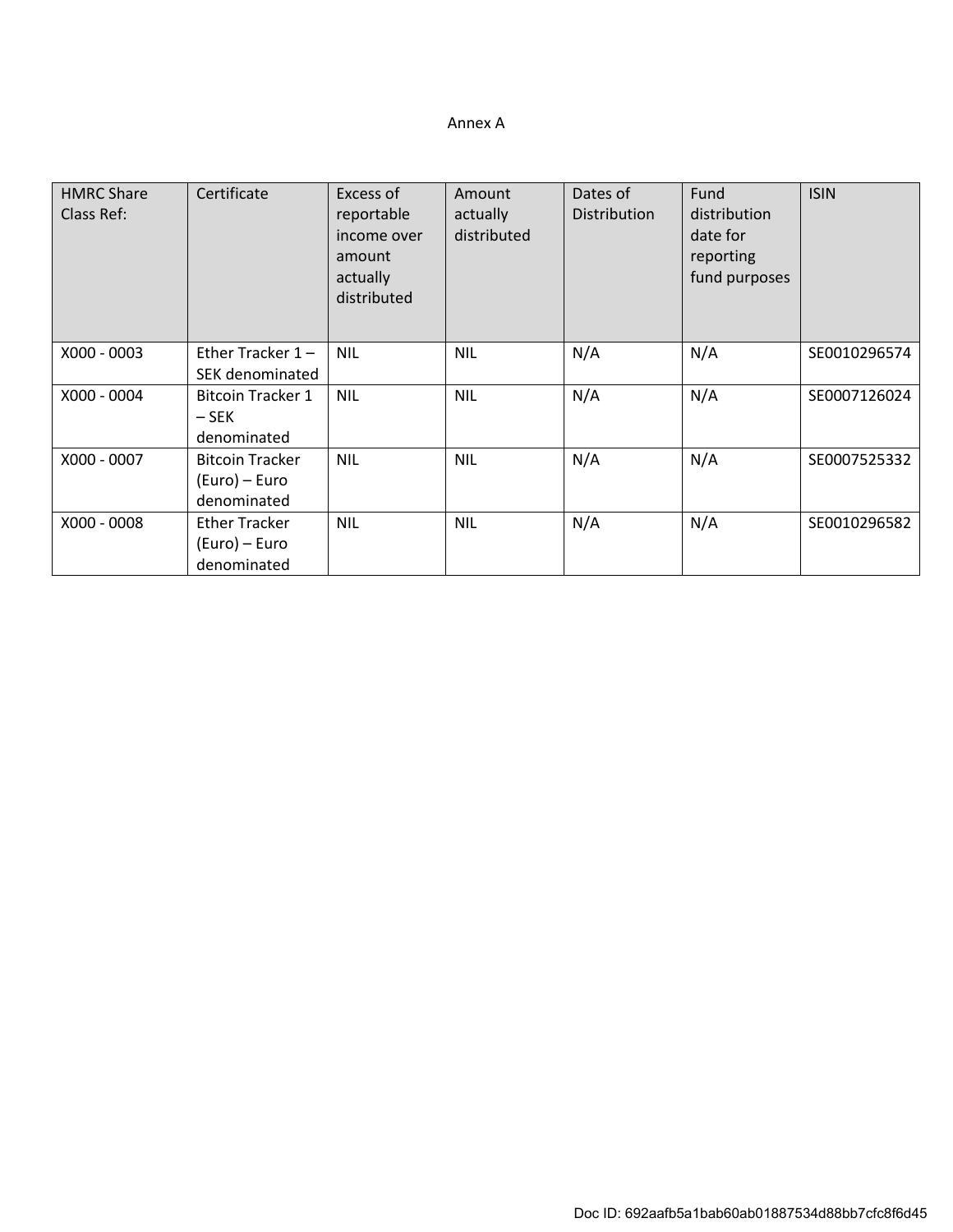Annex A

| HMRC Share Class Ref: | Certificate | Excess of reportable income over amount actually distributed | Amount actually distributed | Dates of Distribution | Fund distribution date for reporting fund purposes | ISIN |
|---|---|---|---|---|---|---|
| X000 - 0003 | Ether Tracker 1 – SEK denominated | NIL | NIL | N/A | N/A | SE0010296574 |
| X000 - 0004 | Bitcoin Tracker 1 – SEK denominated | NIL | NIL | N/A | N/A | SE0007126024 |
| X000 - 0007 | Bitcoin Tracker (Euro) – Euro denominated | NIL | NIL | N/A | N/A | SE0007525332 |
| X000 - 0008 | Ether Tracker (Euro) – Euro denominated | NIL | NIL | N/A | N/A | SE0010296582 |

Doc ID: 692aafb5a1bab60ab01887534d88bb7cfc8f6d45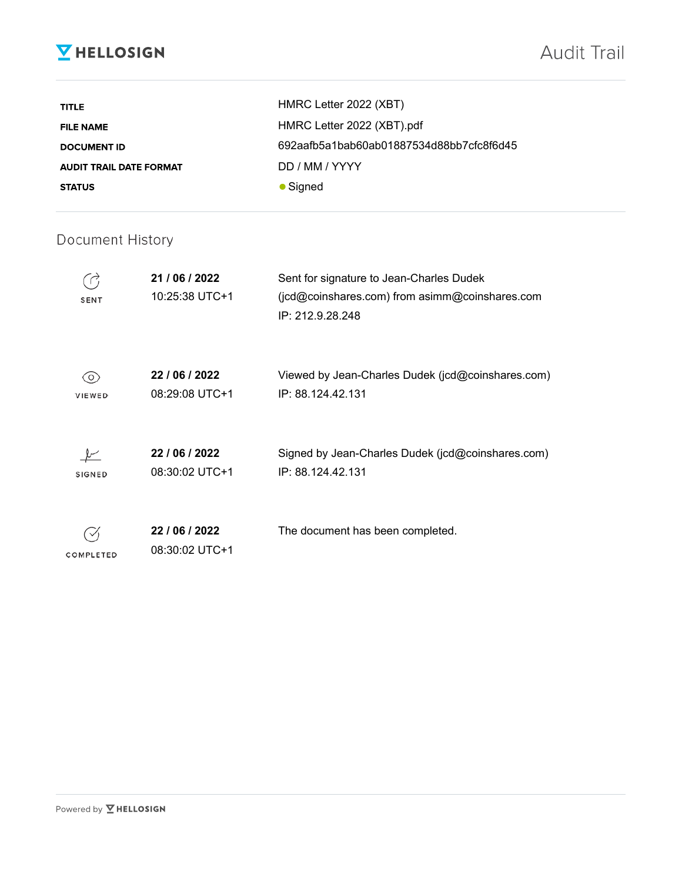HELLOSIGN

# Audit Trail

| | |
|---|---|
| **TITLE** | HMRC Letter 2022 (XBT) |
| **FILE NAME** | HMRC Letter 2022 (XBT).pdf |
| **DOCUMENT ID** | 692aafb5a1bab60ab01887534d88bb7cfc8f6d45 |
| **AUDIT TRAIL DATE FORMAT** | DD / MM / YYYY |
| **STATUS** | ● Signed |

## Document History

| | | |
|---|---|---|
| SENT | **21 / 06 / 2022** 10:25:38 UTC+1 | Sent for signature to Jean-Charles Dudek (jcd@coinshares.com) from asimm@coinshares.com IP: 212.9.28.248 |
| VIEWED | **22 / 06 / 2022** 08:29:08 UTC+1 | Viewed by Jean-Charles Dudek (jcd@coinshares.com) IP: 88.124.42.131 |
| SIGNED | **22 / 06 / 2022** 08:30:02 UTC+1 | Signed by Jean-Charles Dudek (jcd@coinshares.com) IP: 88.124.42.131 |
| COMPLETED | **22 / 06 / 2022** 08:30:02 UTC+1 | The document has been completed. |

Powered by HELLOSIGN